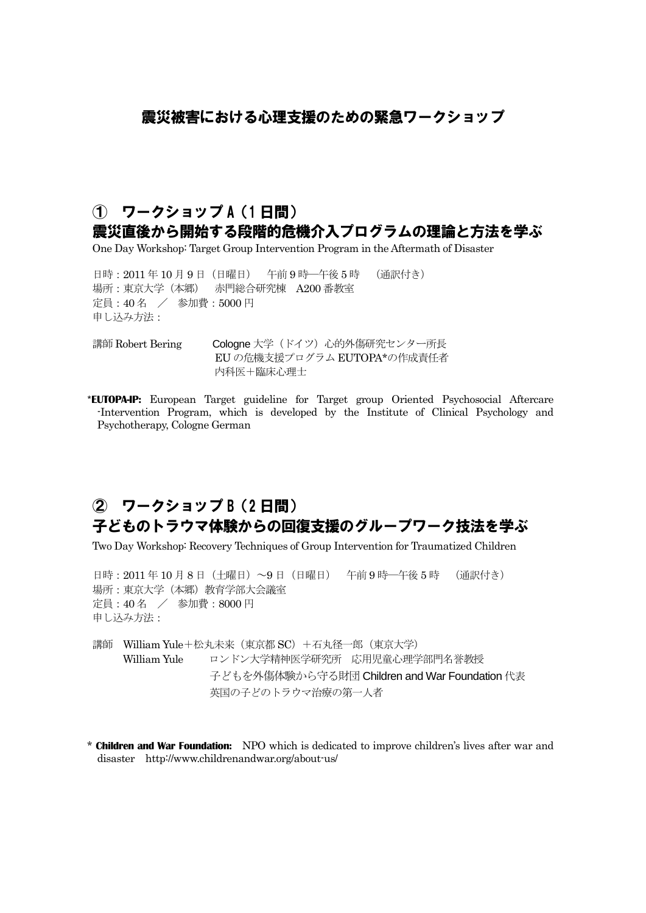# 震災被害における心理支援のための緊急ワークショップ

## ① ワークショップ A（1 日間）
## 震災直後から開始する段階的危機介入プログラムの理論と方法を学ぶ

One Day Workshop: Target Group Intervention Program in the Aftermath of Disaster

日時：2011 年 10 月 9 日（日曜日）　午前 9 時―午後 5 時　（通訳付き）
場所：東京大学（本郷）　赤門総合研究棟　A200 番教室
定員：40 名　／　参加費：5000 円
申し込み方法：

講師 Robert Bering　　Cologne 大学（ドイツ）心的外傷研究センター所長
EU の危機支援プログラム EUTOPA*の作成責任者
内科医＋臨床心理士

***EUTOPA-IP:** European Target guideline for Target group Oriented Psychosocial Aftercare -Intervention Program, which is developed by the Institute of Clinical Psychology and Psychotherapy, Cologne German

## ② ワークショップ B（2 日間）
## 子どものトラウマ体験からの回復支援のグループワーク技法を学ぶ

Two Day Workshop: Recovery Techniques of Group Intervention for Traumatized Children

日時：2011 年 10 月 8 日（土曜日）～9 日（日曜日）　午前 9 時―午後 5 時　（通訳付き）
場所：東京大学（本郷）教育学部大会議室
定員：40 名　／　参加費：8000 円
申し込み方法：

講師　William Yule＋松丸未来（東京都 SC）＋石丸径一郎（東京大学）
William Yule　　ロンドン大学精神医学研究所　応用児童心理学部門名誉教授
子どもを外傷体験から守る財団 Children and War Foundation 代表
英国の子どのトラウマ治療の第一人者

* **Children and War Foundation:** NPO which is dedicated to improve children's lives after war and disaster http://www.childrenandwar.org/about-us/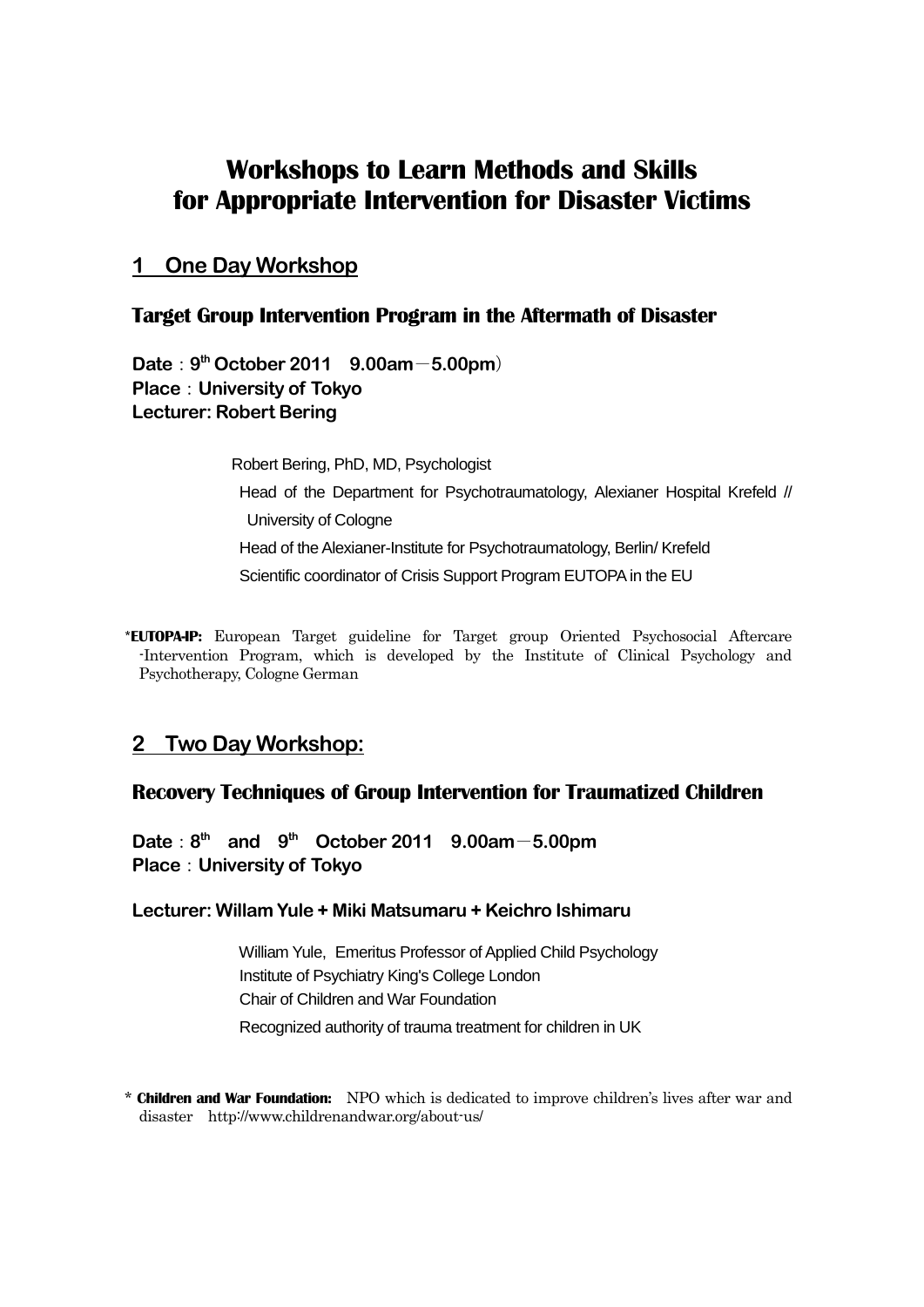# Workshops to Learn Methods and Skills for Appropriate Intervention for Disaster Victims

## 1　One Day Workshop

### Target Group Intervention Program in the Aftermath of Disaster

**Date**：**9th October 2011　9.00am－5.00pm**）
**Place**：**University of Tokyo**
**Lecturer: Robert Bering**

Robert Bering, PhD, MD, Psychologist
Head of the Department for Psychotraumatology, Alexianer Hospital Krefeld // University of Cologne
Head of the Alexianer-Institute for Psychotraumatology, Berlin/ Krefeld
Scientific coordinator of Crisis Support Program EUTOPA in the EU

*__EUTOPA-IP:__ European Target guideline for Target group Oriented Psychosocial Aftercare -Intervention Program, which is developed by the Institute of Clinical Psychology and Psychotherapy, Cologne German

## 2　Two Day Workshop:

### Recovery Techniques of Group Intervention for Traumatized Children

**Date**：**8th and 9th October 2011　9.00am－5.00pm**
**Place**：**University of Tokyo**

**Lecturer: Willam Yule + Miki Matsumaru + Keichro Ishimaru**

William Yule, Emeritus Professor of Applied Child Psychology
Institute of Psychiatry King's College London
Chair of Children and War Foundation
Recognized authority of trauma treatment for children in UK

\* **Children and War Foundation:** NPO which is dedicated to improve children's lives after war and disaster　http://www.childrenandwar.org/about-us/